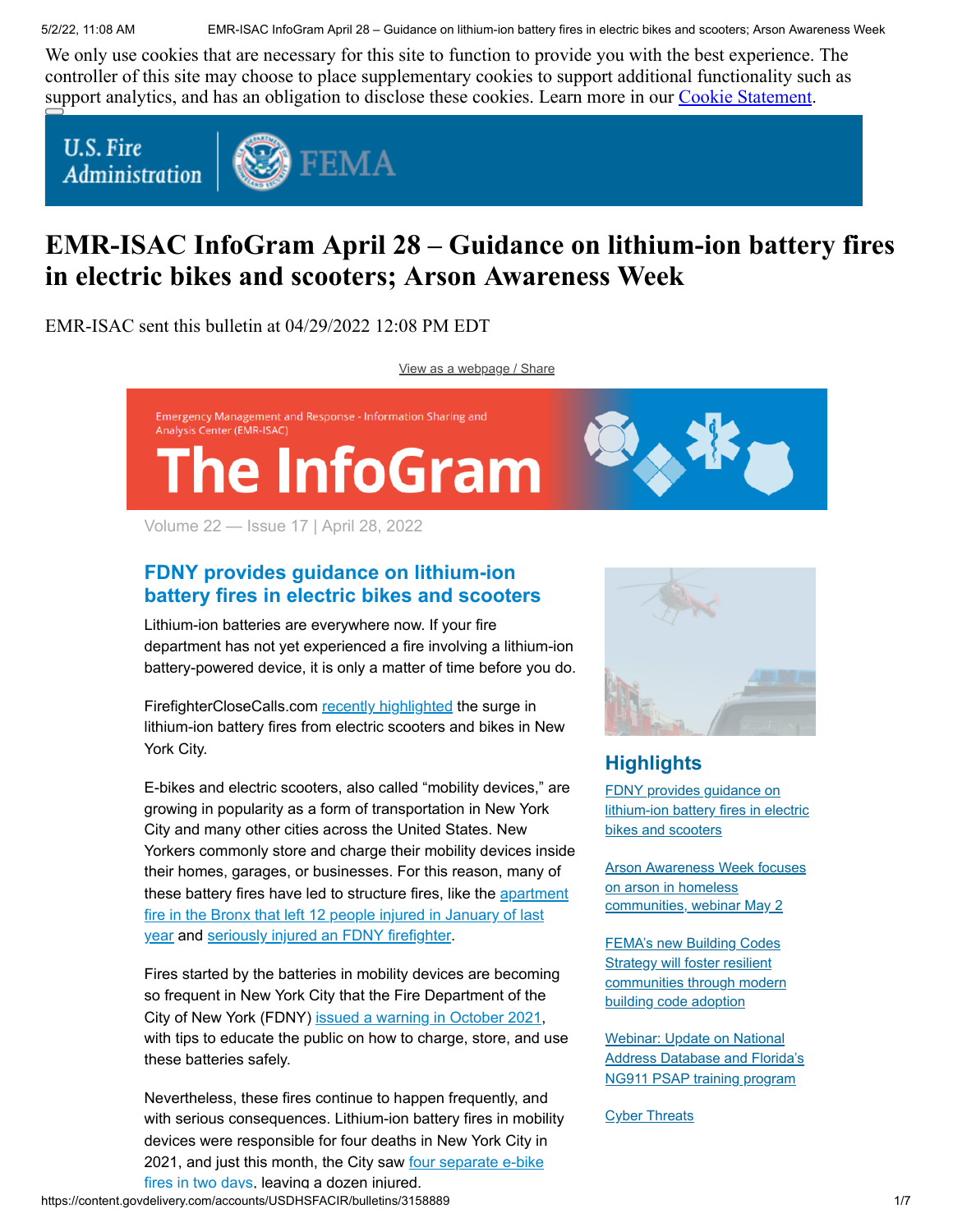We only use cookies that are necessary for this site to function to provide you with the best experience. The controller of this site may choose to place supplementary cookies to support additional functionality such as support analytics, and has an obligation to disclose these cookies. Learn more in our Cookie Statement.

# EMR-ISAC InfoGram April 28 – Guidance on lithium-ion battery fires in electric bikes and scooters; Arson Awareness Week

EMR-ISAC sent this bulletin at 04/29/2022 12:08 PM EDT

View as a webpage / Share

Emergency Management and Response - Information Sharing and Analysis Center (EMR-ISAC)

The InfoGram

Volume 22 — Issue 17 | April 28, 2022

## FDNY provides guidance on lithium-ion battery fires in electric bikes and scooters

Lithium-ion batteries are everywhere now. If your fire department has not yet experienced a fire involving a lithium-ion battery-powered device, it is only a matter of time before you do.

FirefighterCloseCalls.com recently highlighted the surge in lithium-ion battery fires from electric scooters and bikes in New York City.

E-bikes and electric scooters, also called "mobility devices," are growing in popularity as a form of transportation in New York City and many other cities across the United States. New Yorkers commonly store and charge their mobility devices inside their homes, garages, or businesses. For this reason, many of these battery fires have led to structure fires, like the apartment fire in the Bronx that left 12 people injured in January of last year and seriously injured an FDNY firefighter.

Fires started by the batteries in mobility devices are becoming so frequent in New York City that the Fire Department of the City of New York (FDNY) issued a warning in October 2021, with tips to educate the public on how to charge, store, and use these batteries safely.

Nevertheless, these fires continue to happen frequently, and with serious consequences. Lithium-ion battery fires in mobility devices were responsible for four deaths in New York City in 2021, and just this month, the City saw four separate e-bike fires in two days, leaving a dozen injured.

## Highlights

- FDNY provides guidance on lithium-ion battery fires in electric bikes and scooters
- Arson Awareness Week focuses on arson in homeless communities, webinar May 2
- FEMA's new Building Codes Strategy will foster resilient communities through modern building code adoption
- Webinar: Update on National Address Database and Florida's NG911 PSAP training program
- Cyber Threats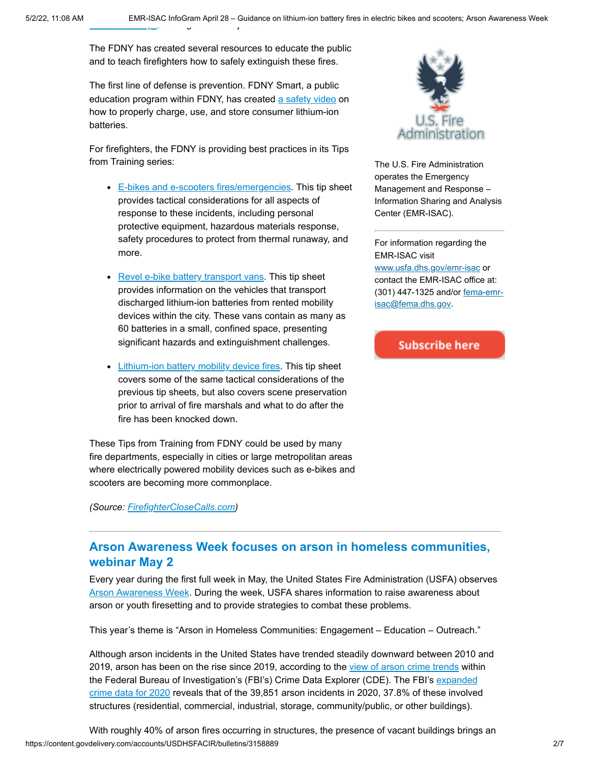The FDNY has created several resources to educate the public and to teach firefighters how to safely extinguish these fires.

The first line of defense is prevention. FDNY Smart, a public education program within FDNY, has created a safety video on how to properly charge, use, and store consumer lithium-ion batteries.

For firefighters, the FDNY is providing best practices in its Tips from Training series:

- E-bikes and e-scooters fires/emergencies. This tip sheet provides tactical considerations for all aspects of response to these incidents, including personal protective equipment, hazardous materials response, safety procedures to protect from thermal runaway, and more.
- Revel e-bike battery transport vans. This tip sheet provides information on the vehicles that transport discharged lithium-ion batteries from rented mobility devices within the city. These vans contain as many as 60 batteries in a small, confined space, presenting significant hazards and extinguishment challenges.
- Lithium-ion battery mobility device fires. This tip sheet covers some of the same tactical considerations of the previous tip sheets, but also covers scene preservation prior to arrival of fire marshals and what to do after the fire has been knocked down.

These Tips from Training from FDNY could be used by many fire departments, especially in cities or large metropolitan areas where electrically powered mobility devices such as e-bikes and scooters are becoming more commonplace.

*(Source: FirefighterCloseCalls.com)*

U.S. Fire Administration

The U.S. Fire Administration operates the Emergency Management and Response – Information Sharing and Analysis Center (EMR-ISAC).

For information regarding the EMR-ISAC visit www.usfa.dhs.gov/emr-isac or contact the EMR-ISAC office at: (301) 447-1325 and/or fema-emr-isac@fema.dhs.gov.

Subscribe here

---

## Arson Awareness Week focuses on arson in homeless communities, webinar May 2

Every year during the first full week in May, the United States Fire Administration (USFA) observes Arson Awareness Week. During the week, USFA shares information to raise awareness about arson or youth firesetting and to provide strategies to combat these problems.

This year's theme is "Arson in Homeless Communities: Engagement – Education – Outreach."

Although arson incidents in the United States have trended steadily downward between 2010 and 2019, arson has been on the rise since 2019, according to the view of arson crime trends within the Federal Bureau of Investigation's (FBI's) Crime Data Explorer (CDE). The FBI's expanded crime data for 2020 reveals that of the 39,851 arson incidents in 2020, 37.8% of these involved structures (residential, commercial, industrial, storage, community/public, or other buildings).

With roughly 40% of arson fires occurring in structures, the presence of vacant buildings brings an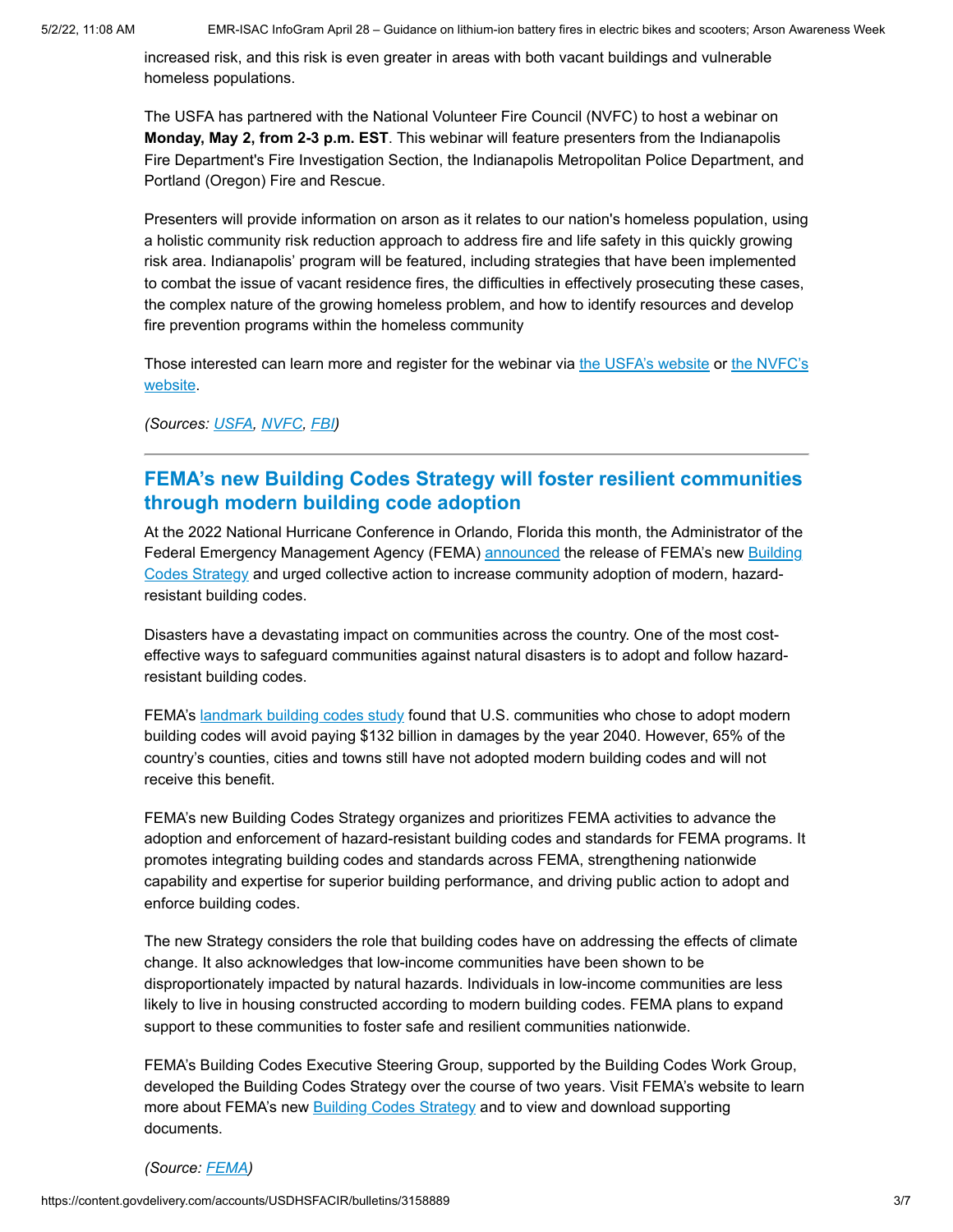increased risk, and this risk is even greater in areas with both vacant buildings and vulnerable homeless populations.

The USFA has partnered with the National Volunteer Fire Council (NVFC) to host a webinar on **Monday, May 2, from 2-3 p.m. EST**. This webinar will feature presenters from the Indianapolis Fire Department's Fire Investigation Section, the Indianapolis Metropolitan Police Department, and Portland (Oregon) Fire and Rescue.

Presenters will provide information on arson as it relates to our nation's homeless population, using a holistic community risk reduction approach to address fire and life safety in this quickly growing risk area. Indianapolis' program will be featured, including strategies that have been implemented to combat the issue of vacant residence fires, the difficulties in effectively prosecuting these cases, the complex nature of the growing homeless problem, and how to identify resources and develop fire prevention programs within the homeless community

Those interested can learn more and register for the webinar via the USFA's website or the NVFC's website.

*(Sources: USFA, NVFC, FBI)*

---

## FEMA's new Building Codes Strategy will foster resilient communities through modern building code adoption

At the 2022 National Hurricane Conference in Orlando, Florida this month, the Administrator of the Federal Emergency Management Agency (FEMA) announced the release of FEMA's new Building Codes Strategy and urged collective action to increase community adoption of modern, hazard-resistant building codes.

Disasters have a devastating impact on communities across the country. One of the most cost-effective ways to safeguard communities against natural disasters is to adopt and follow hazard-resistant building codes.

FEMA's landmark building codes study found that U.S. communities who chose to adopt modern building codes will avoid paying $132 billion in damages by the year 2040. However, 65% of the country's counties, cities and towns still have not adopted modern building codes and will not receive this benefit.

FEMA's new Building Codes Strategy organizes and prioritizes FEMA activities to advance the adoption and enforcement of hazard-resistant building codes and standards for FEMA programs. It promotes integrating building codes and standards across FEMA, strengthening nationwide capability and expertise for superior building performance, and driving public action to adopt and enforce building codes.

The new Strategy considers the role that building codes have on addressing the effects of climate change. It also acknowledges that low-income communities have been shown to be disproportionately impacted by natural hazards. Individuals in low-income communities are less likely to live in housing constructed according to modern building codes. FEMA plans to expand support to these communities to foster safe and resilient communities nationwide.

FEMA's Building Codes Executive Steering Group, supported by the Building Codes Work Group, developed the Building Codes Strategy over the course of two years. Visit FEMA's website to learn more about FEMA's new Building Codes Strategy and to view and download supporting documents.

*(Source: FEMA)*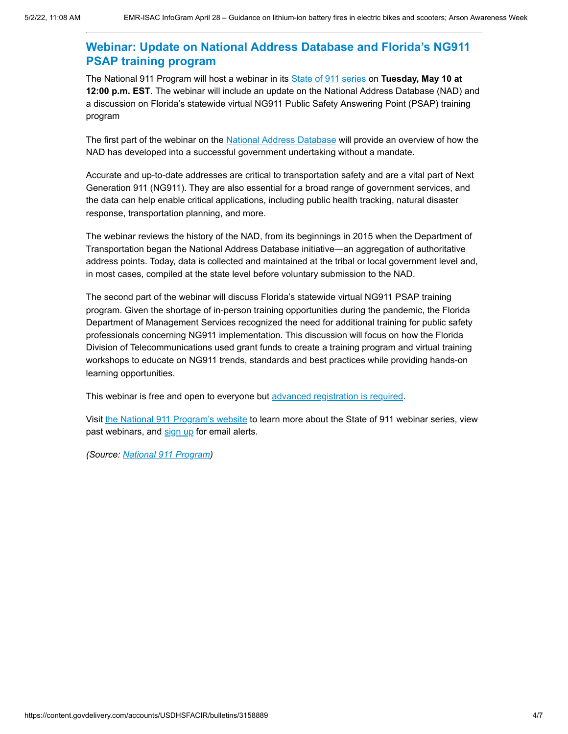## Webinar: Update on National Address Database and Florida's NG911 PSAP training program

The National 911 Program will host a webinar in its State of 911 series on **Tuesday, May 10 at 12:00 p.m. EST**. The webinar will include an update on the National Address Database (NAD) and a discussion on Florida's statewide virtual NG911 Public Safety Answering Point (PSAP) training program

The first part of the webinar on the National Address Database will provide an overview of how the NAD has developed into a successful government undertaking without a mandate.

Accurate and up-to-date addresses are critical to transportation safety and are a vital part of Next Generation 911 (NG911). They are also essential for a broad range of government services, and the data can help enable critical applications, including public health tracking, natural disaster response, transportation planning, and more.

The webinar reviews the history of the NAD, from its beginnings in 2015 when the Department of Transportation began the National Address Database initiative—an aggregation of authoritative address points. Today, data is collected and maintained at the tribal or local government level and, in most cases, compiled at the state level before voluntary submission to the NAD.

The second part of the webinar will discuss Florida's statewide virtual NG911 PSAP training program. Given the shortage of in-person training opportunities during the pandemic, the Florida Department of Management Services recognized the need for additional training for public safety professionals concerning NG911 implementation. This discussion will focus on how the Florida Division of Telecommunications used grant funds to create a training program and virtual training workshops to educate on NG911 trends, standards and best practices while providing hands-on learning opportunities.

This webinar is free and open to everyone but advanced registration is required.

Visit the National 911 Program's website to learn more about the State of 911 webinar series, view past webinars, and sign up for email alerts.

*(Source: National 911 Program)*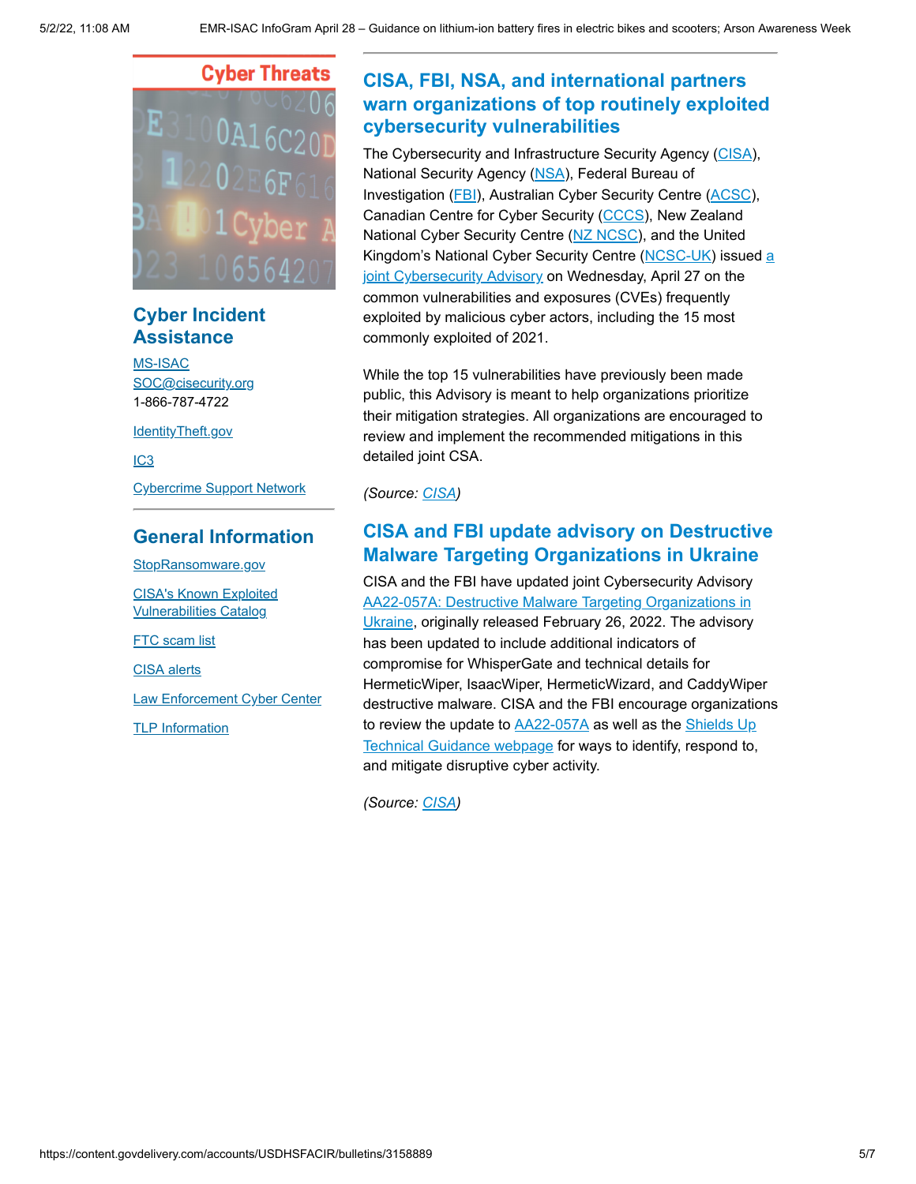Cyber Threats

## Cyber Incident Assistance

MS-ISAC
SOC@cisecurity.org
1-866-787-4722

IdentityTheft.gov

IC3

Cybercrime Support Network

## General Information

StopRansomware.gov

CISA's Known Exploited Vulnerabilities Catalog

FTC scam list

CISA alerts

Law Enforcement Cyber Center

TLP Information

## CISA, FBI, NSA, and international partners warn organizations of top routinely exploited cybersecurity vulnerabilities

The Cybersecurity and Infrastructure Security Agency (CISA), National Security Agency (NSA), Federal Bureau of Investigation (FBI), Australian Cyber Security Centre (ACSC), Canadian Centre for Cyber Security (CCCS), New Zealand National Cyber Security Centre (NZ NCSC), and the United Kingdom's National Cyber Security Centre (NCSC-UK) issued a joint Cybersecurity Advisory on Wednesday, April 27 on the common vulnerabilities and exposures (CVEs) frequently exploited by malicious cyber actors, including the 15 most commonly exploited of 2021.

While the top 15 vulnerabilities have previously been made public, this Advisory is meant to help organizations prioritize their mitigation strategies. All organizations are encouraged to review and implement the recommended mitigations in this detailed joint CSA.

*(Source: CISA)*

## CISA and FBI update advisory on Destructive Malware Targeting Organizations in Ukraine

CISA and the FBI have updated joint Cybersecurity Advisory AA22-057A: Destructive Malware Targeting Organizations in Ukraine, originally released February 26, 2022. The advisory has been updated to include additional indicators of compromise for WhisperGate and technical details for HermeticWiper, IsaacWiper, HermeticWizard, and CaddyWiper destructive malware. CISA and the FBI encourage organizations to review the update to AA22-057A as well as the Shields Up Technical Guidance webpage for ways to identify, respond to, and mitigate disruptive cyber activity.

*(Source: CISA)*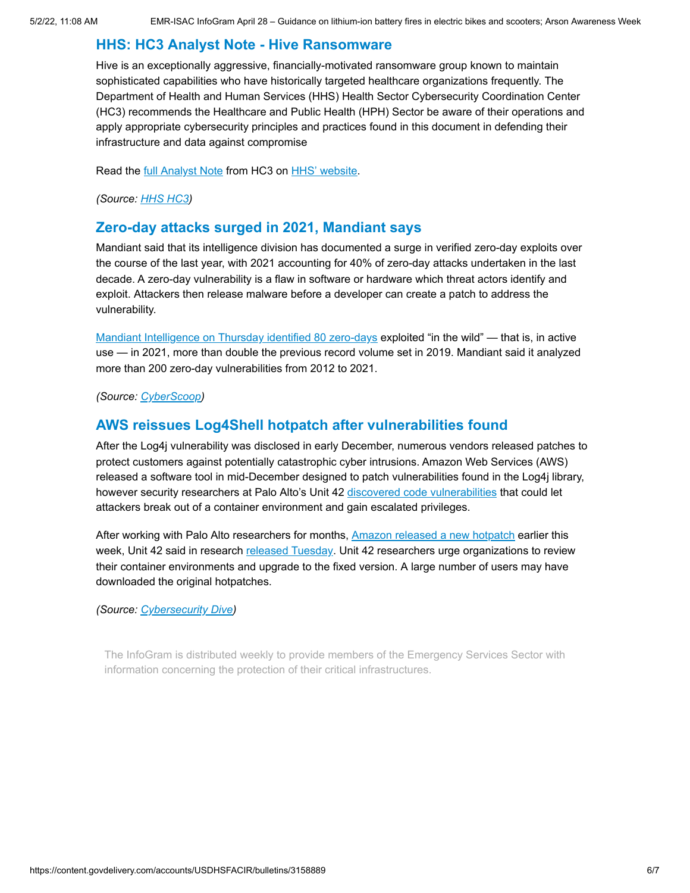## HHS: HC3 Analyst Note - Hive Ransomware

Hive is an exceptionally aggressive, financially-motivated ransomware group known to maintain sophisticated capabilities who have historically targeted healthcare organizations frequently. The Department of Health and Human Services (HHS) Health Sector Cybersecurity Coordination Center (HC3) recommends the Healthcare and Public Health (HPH) Sector be aware of their operations and apply appropriate cybersecurity principles and practices found in this document in defending their infrastructure and data against compromise

Read the full Analyst Note from HC3 on HHS' website.

*(Source: HHS HC3)*

## Zero-day attacks surged in 2021, Mandiant says

Mandiant said that its intelligence division has documented a surge in verified zero-day exploits over the course of the last year, with 2021 accounting for 40% of zero-day attacks undertaken in the last decade. A zero-day vulnerability is a flaw in software or hardware which threat actors identify and exploit. Attackers then release malware before a developer can create a patch to address the vulnerability.

Mandiant Intelligence on Thursday identified 80 zero-days exploited "in the wild" — that is, in active use — in 2021, more than double the previous record volume set in 2019. Mandiant said it analyzed more than 200 zero-day vulnerabilities from 2012 to 2021.

*(Source: CyberScoop)*

## AWS reissues Log4Shell hotpatch after vulnerabilities found

After the Log4j vulnerability was disclosed in early December, numerous vendors released patches to protect customers against potentially catastrophic cyber intrusions. Amazon Web Services (AWS) released a software tool in mid-December designed to patch vulnerabilities found in the Log4j library, however security researchers at Palo Alto's Unit 42 discovered code vulnerabilities that could let attackers break out of a container environment and gain escalated privileges.

After working with Palo Alto researchers for months, Amazon released a new hotpatch earlier this week, Unit 42 said in research released Tuesday. Unit 42 researchers urge organizations to review their container environments and upgrade to the fixed version. A large number of users may have downloaded the original hotpatches.

*(Source: Cybersecurity Dive)*

The InfoGram is distributed weekly to provide members of the Emergency Services Sector with information concerning the protection of their critical infrastructures.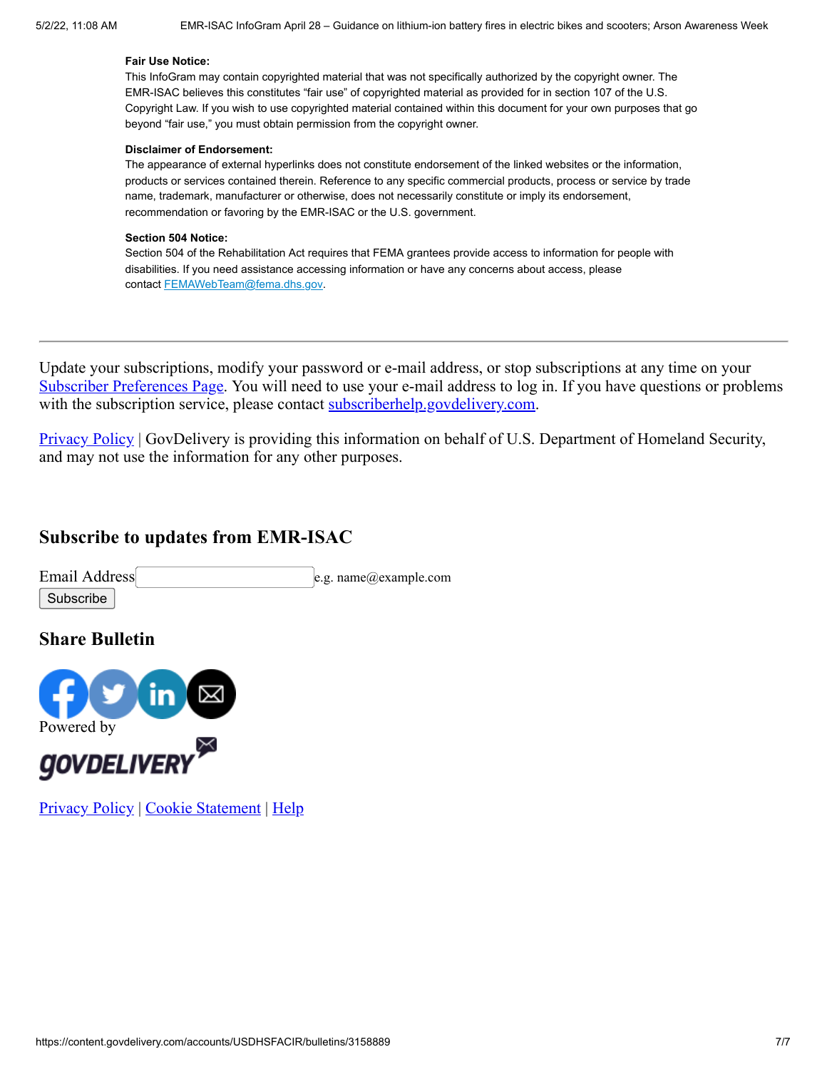**Fair Use Notice:**

This InfoGram may contain copyrighted material that was not specifically authorized by the copyright owner. The EMR-ISAC believes this constitutes "fair use" of copyrighted material as provided for in section 107 of the U.S. Copyright Law. If you wish to use copyrighted material contained within this document for your own purposes that go beyond "fair use," you must obtain permission from the copyright owner.

**Disclaimer of Endorsement:**

The appearance of external hyperlinks does not constitute endorsement of the linked websites or the information, products or services contained therein. Reference to any specific commercial products, process or service by trade name, trademark, manufacturer or otherwise, does not necessarily constitute or imply its endorsement, recommendation or favoring by the EMR-ISAC or the U.S. government.

**Section 504 Notice:**

Section 504 of the Rehabilitation Act requires that FEMA grantees provide access to information for people with disabilities. If you need assistance accessing information or have any concerns about access, please contact FEMAWebTeam@fema.dhs.gov.

---

Update your subscriptions, modify your password or e-mail address, or stop subscriptions at any time on your Subscriber Preferences Page. You will need to use your e-mail address to log in. If you have questions or problems with the subscription service, please contact subscriberhelp.govdelivery.com.

Privacy Policy | GovDelivery is providing this information on behalf of U.S. Department of Homeland Security, and may not use the information for any other purposes.

## Subscribe to updates from EMR-ISAC

Email Address e.g. name@example.com

Subscribe

## Share Bulletin

Powered by

GOVDELIVERY

Privacy Policy | Cookie Statement | Help